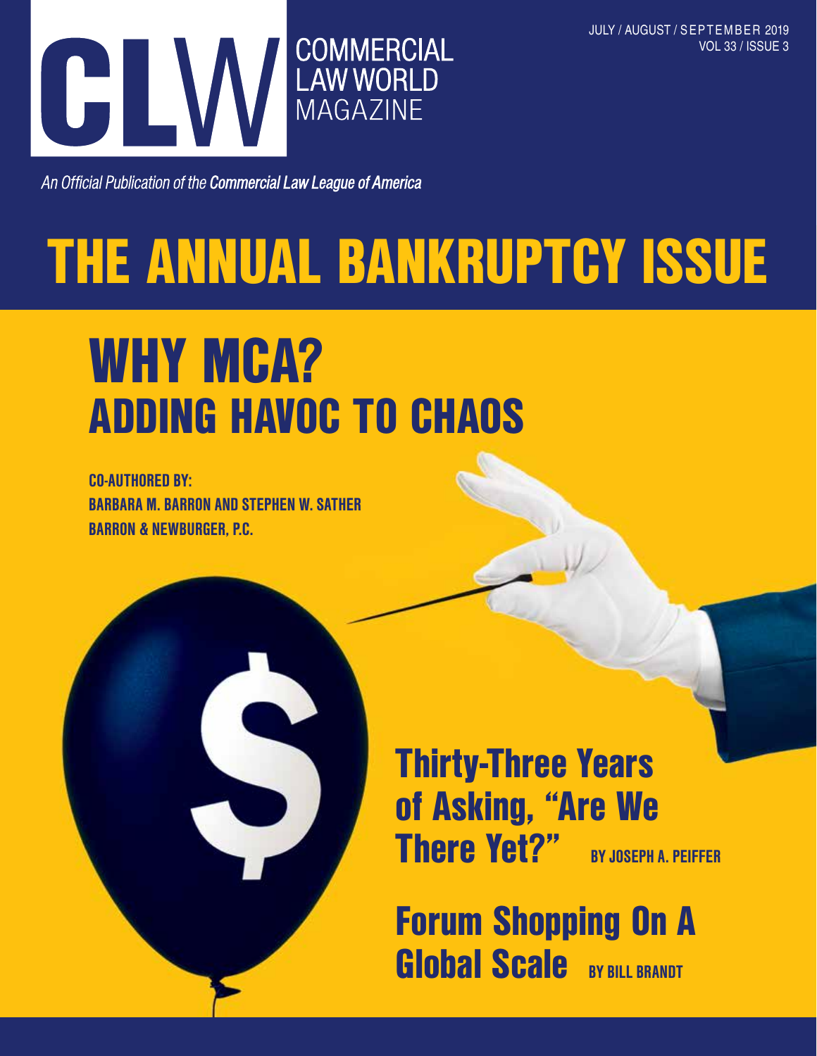# CLW COMMERCIAL LAW WORLD MAGAZINE

JULY / AUGUST / SEPTEMBER 2019
VOL 33 / ISSUE 3

*An Official Publication of the **Commercial Law League of America***

# THE ANNUAL BANKRUPTCY ISSUE

# WHY MCA?
## ADDING HAVOC TO CHAOS

**CO-AUTHORED BY:**
**BARBARA M. BARRON AND STEPHEN W. SATHER**
**BARRON & NEWBURGER, P.C.**

## Thirty-Three Years of Asking, "Are We There Yet?"
**BY JOSEPH A. PEIFFER**

## Forum Shopping On A Global Scale
**BY BILL BRANDT**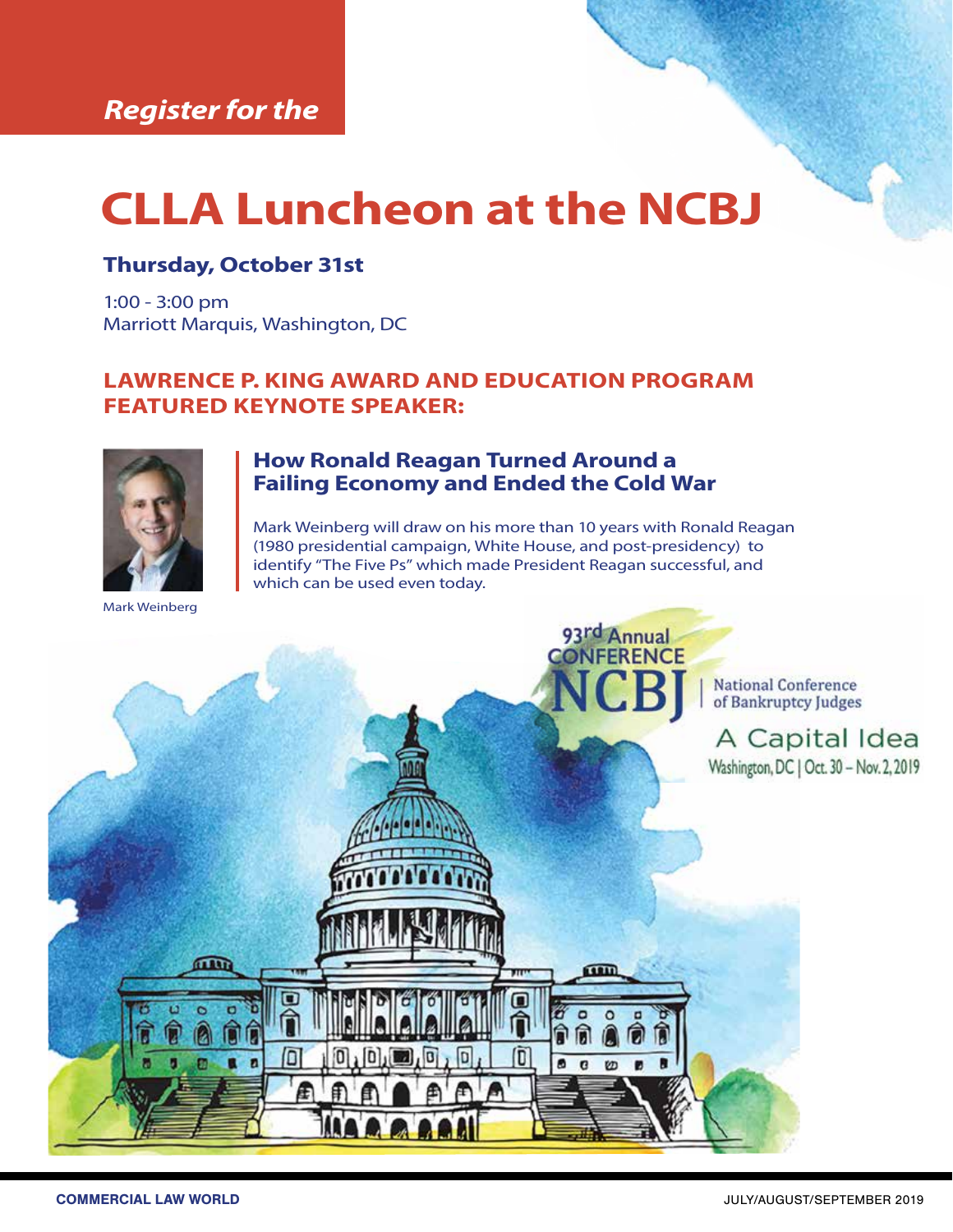*Register for the*

# CLLA Luncheon at the NCBJ

### Thursday, October 31st

1:00 - 3:00 pm
Marriott Marquis, Washington, DC

## LAWRENCE P. KING AWARD AND EDUCATION PROGRAM FEATURED KEYNOTE SPEAKER:

Mark Weinberg

### How Ronald Reagan Turned Around a Failing Economy and Ended the Cold War

Mark Weinberg will draw on his more than 10 years with Ronald Reagan (1980 presidential campaign, White House, and post-presidency) to identify "The Five Ps" which made President Reagan successful, and which can be used even today.

93rd Annual CONFERENCE
NCBJ | National Conference of Bankruptcy Judges

A Capital Idea
Washington, DC | Oct. 30 – Nov. 2, 2019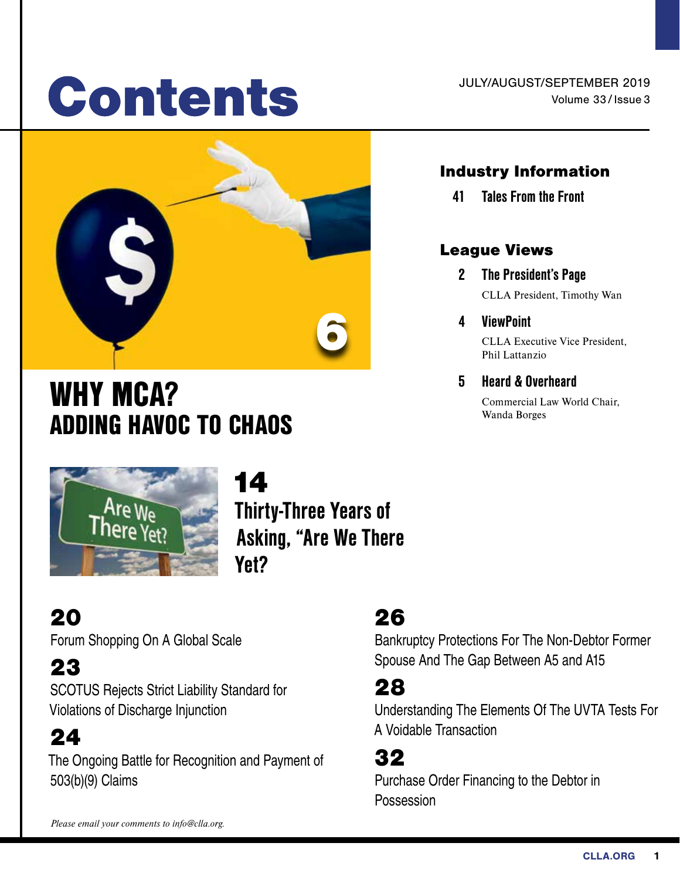# Contents

JULY/AUGUST/SEPTEMBER 2019
Volume 33 / Issue 3

## Industry Information

41 Tales From the Front

## League Views

2 The President's Page
CLLA President, Timothy Wan

4 ViewPoint
CLLA Executive Vice President, Phil Lattanzio

5 Heard & Overheard
Commercial Law World Chair, Wanda Borges

**6**

## WHY MCA? ADDING HAVOC TO CHAOS

**14**
Thirty-Three Years of Asking, "Are We There Yet?

**20**
Forum Shopping On A Global Scale

**23**
SCOTUS Rejects Strict Liability Standard for Violations of Discharge Injunction

**24**
The Ongoing Battle for Recognition and Payment of 503(b)(9) Claims

**26**
Bankruptcy Protections For The Non-Debtor Former Spouse And The Gap Between A5 and A15

**28**
Understanding The Elements Of The UVTA Tests For A Voidable Transaction

**32**
Purchase Order Financing to the Debtor in Possession

*Please email your comments to info@clla.org.*